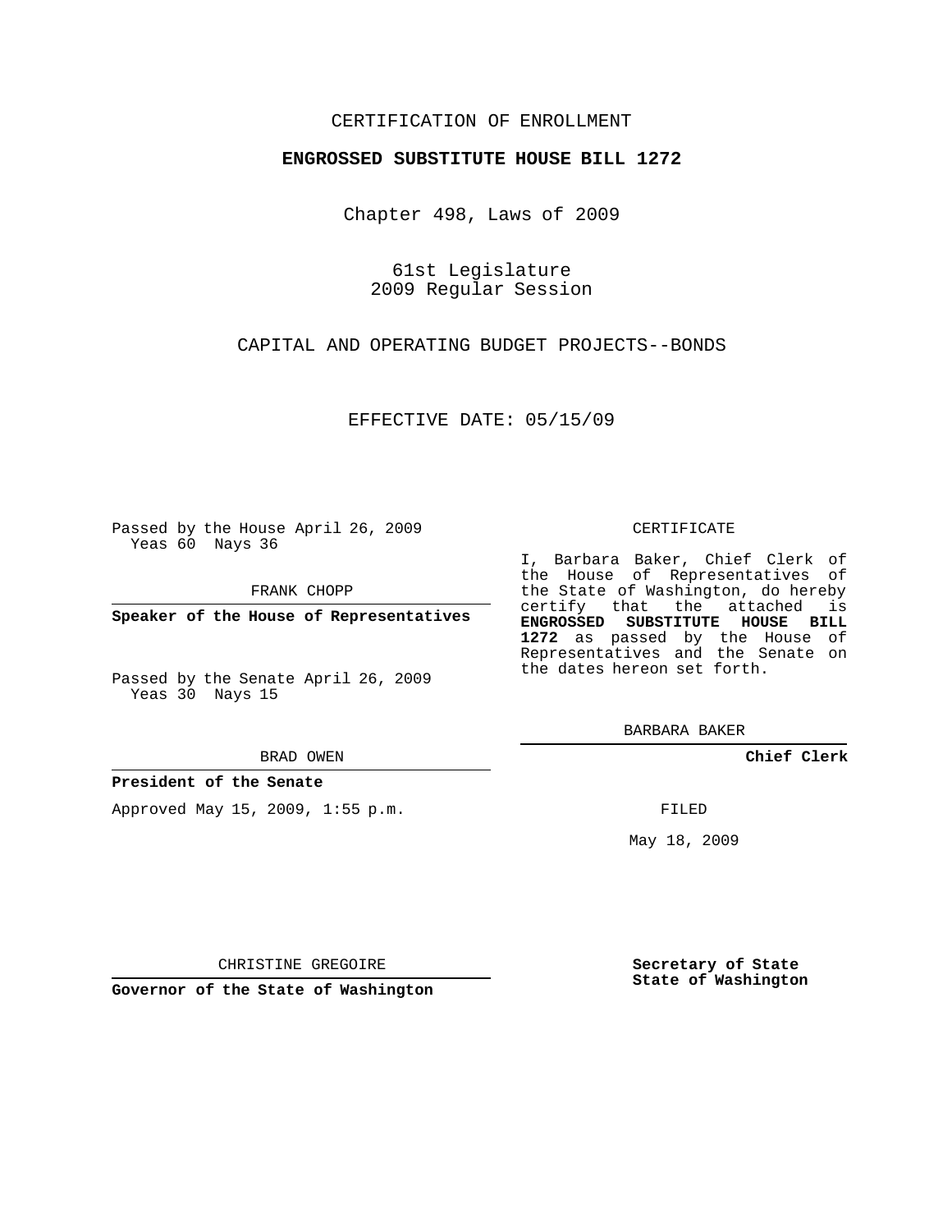CERTIFICATION OF ENROLLMENT

**ENGROSSED SUBSTITUTE HOUSE BILL 1272**

Chapter 498, Laws of 2009

61st Legislature
2009 Regular Session

CAPITAL AND OPERATING BUDGET PROJECTS--BONDS

EFFECTIVE DATE: 05/15/09

Passed by the House April 26, 2009
Yeas 60 Nays 36

FRANK CHOPP

**Speaker of the House of Representatives**

Passed by the Senate April 26, 2009
Yeas 30 Nays 15

BRAD OWEN

**President of the Senate**

Approved May 15, 2009, 1:55 p.m.

CHRISTINE GREGOIRE

**Governor of the State of Washington**

CERTIFICATE

I, Barbara Baker, Chief Clerk of the House of Representatives of the State of Washington, do hereby certify that the attached is **ENGROSSED SUBSTITUTE HOUSE BILL 1272** as passed by the House of Representatives and the Senate on the dates hereon set forth.

BARBARA BAKER

**Chief Clerk**

FILED

May 18, 2009

**Secretary of State**
**State of Washington**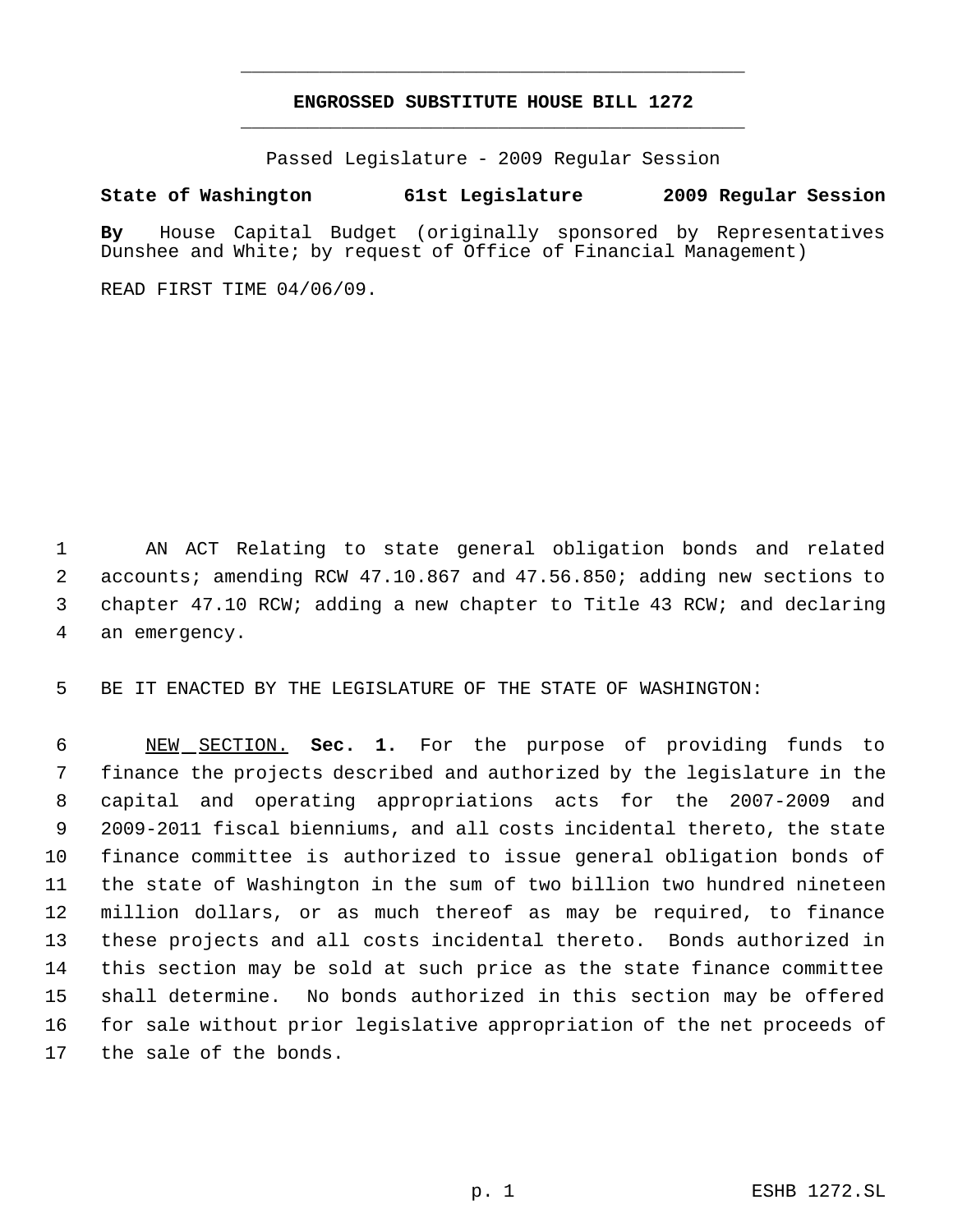# ENGROSSED SUBSTITUTE HOUSE BILL 1272

Passed Legislature - 2009 Regular Session

**State of Washington 61st Legislature 2009 Regular Session**

**By** House Capital Budget (originally sponsored by Representatives Dunshee and White; by request of Office of Financial Management)

READ FIRST TIME 04/06/09.

AN ACT Relating to state general obligation bonds and related accounts; amending RCW 47.10.867 and 47.56.850; adding new sections to chapter 47.10 RCW; adding a new chapter to Title 43 RCW; and declaring an emergency.

BE IT ENACTED BY THE LEGISLATURE OF THE STATE OF WASHINGTON:

NEW SECTION. **Sec. 1.** For the purpose of providing funds to finance the projects described and authorized by the legislature in the capital and operating appropriations acts for the 2007-2009 and 2009-2011 fiscal bienniums, and all costs incidental thereto, the state finance committee is authorized to issue general obligation bonds of the state of Washington in the sum of two billion two hundred nineteen million dollars, or as much thereof as may be required, to finance these projects and all costs incidental thereto. Bonds authorized in this section may be sold at such price as the state finance committee shall determine. No bonds authorized in this section may be offered for sale without prior legislative appropriation of the net proceeds of the sale of the bonds.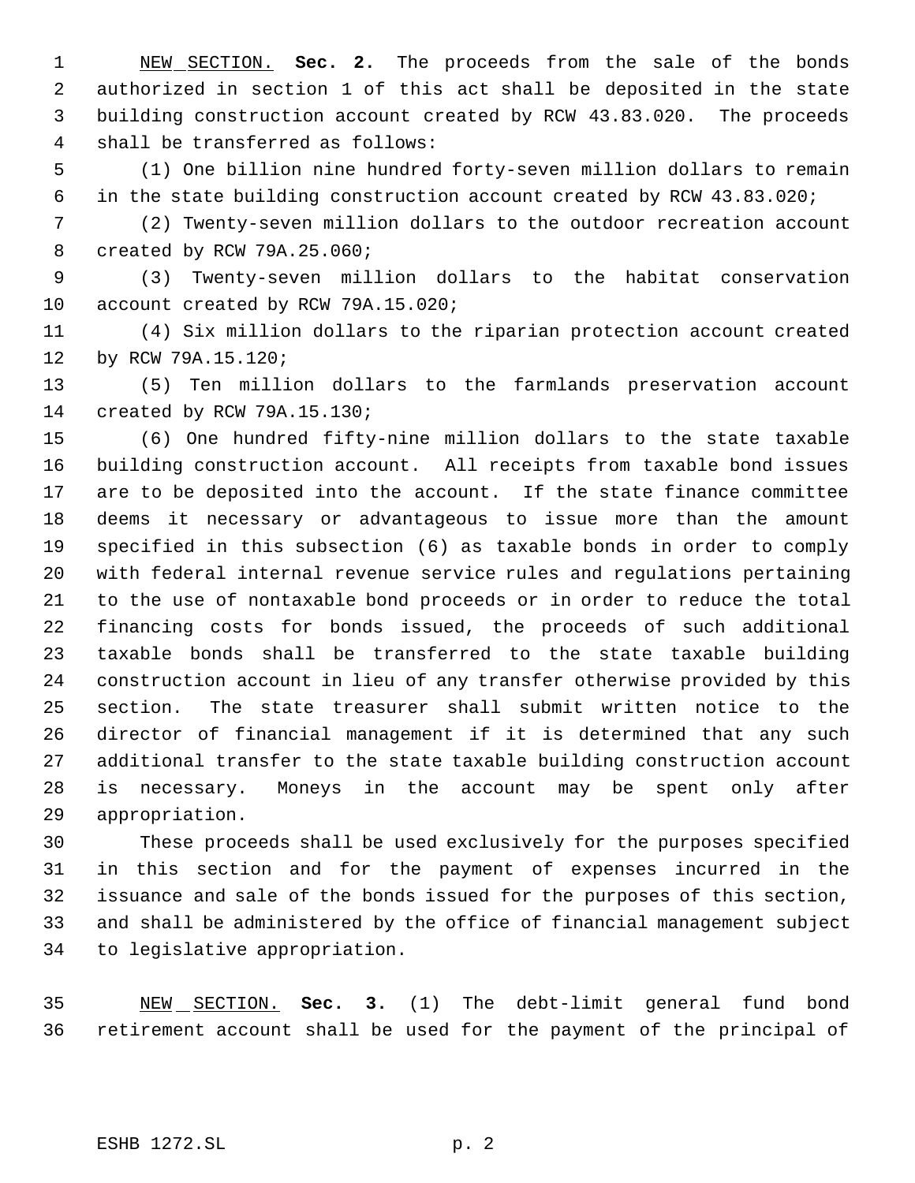NEW SECTION. **Sec. 2.** The proceeds from the sale of the bonds authorized in section 1 of this act shall be deposited in the state building construction account created by RCW 43.83.020. The proceeds shall be transferred as follows:

(1) One billion nine hundred forty-seven million dollars to remain in the state building construction account created by RCW 43.83.020;

(2) Twenty-seven million dollars to the outdoor recreation account created by RCW 79A.25.060;

(3) Twenty-seven million dollars to the habitat conservation account created by RCW 79A.15.020;

(4) Six million dollars to the riparian protection account created by RCW 79A.15.120;

(5) Ten million dollars to the farmlands preservation account created by RCW 79A.15.130;

(6) One hundred fifty-nine million dollars to the state taxable building construction account. All receipts from taxable bond issues are to be deposited into the account. If the state finance committee deems it necessary or advantageous to issue more than the amount specified in this subsection (6) as taxable bonds in order to comply with federal internal revenue service rules and regulations pertaining to the use of nontaxable bond proceeds or in order to reduce the total financing costs for bonds issued, the proceeds of such additional taxable bonds shall be transferred to the state taxable building construction account in lieu of any transfer otherwise provided by this section. The state treasurer shall submit written notice to the director of financial management if it is determined that any such additional transfer to the state taxable building construction account is necessary. Moneys in the account may be spent only after appropriation.

These proceeds shall be used exclusively for the purposes specified in this section and for the payment of expenses incurred in the issuance and sale of the bonds issued for the purposes of this section, and shall be administered by the office of financial management subject to legislative appropriation.

NEW SECTION. **Sec. 3.** (1) The debt-limit general fund bond retirement account shall be used for the payment of the principal of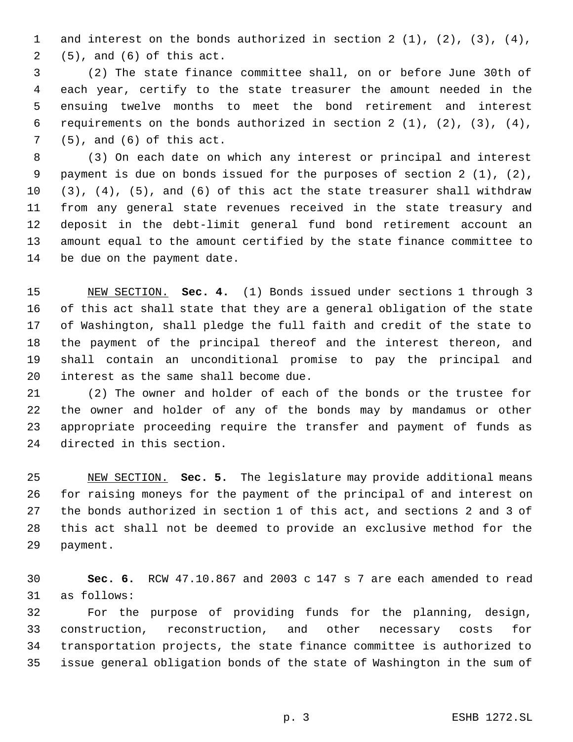and interest on the bonds authorized in section 2 (1), (2), (3), (4), (5), and (6) of this act.

(2) The state finance committee shall, on or before June 30th of each year, certify to the state treasurer the amount needed in the ensuing twelve months to meet the bond retirement and interest requirements on the bonds authorized in section 2 (1), (2), (3), (4), (5), and (6) of this act.

(3) On each date on which any interest or principal and interest payment is due on bonds issued for the purposes of section 2 (1), (2), (3), (4), (5), and (6) of this act the state treasurer shall withdraw from any general state revenues received in the state treasury and deposit in the debt-limit general fund bond retirement account an amount equal to the amount certified by the state finance committee to be due on the payment date.

NEW SECTION. **Sec. 4.** (1) Bonds issued under sections 1 through 3 of this act shall state that they are a general obligation of the state of Washington, shall pledge the full faith and credit of the state to the payment of the principal thereof and the interest thereon, and shall contain an unconditional promise to pay the principal and interest as the same shall become due.

(2) The owner and holder of each of the bonds or the trustee for the owner and holder of any of the bonds may by mandamus or other appropriate proceeding require the transfer and payment of funds as directed in this section.

NEW SECTION. **Sec. 5.** The legislature may provide additional means for raising moneys for the payment of the principal of and interest on the bonds authorized in section 1 of this act, and sections 2 and 3 of this act shall not be deemed to provide an exclusive method for the payment.

**Sec. 6.** RCW 47.10.867 and 2003 c 147 s 7 are each amended to read as follows:

For the purpose of providing funds for the planning, design, construction, reconstruction, and other necessary costs for transportation projects, the state finance committee is authorized to issue general obligation bonds of the state of Washington in the sum of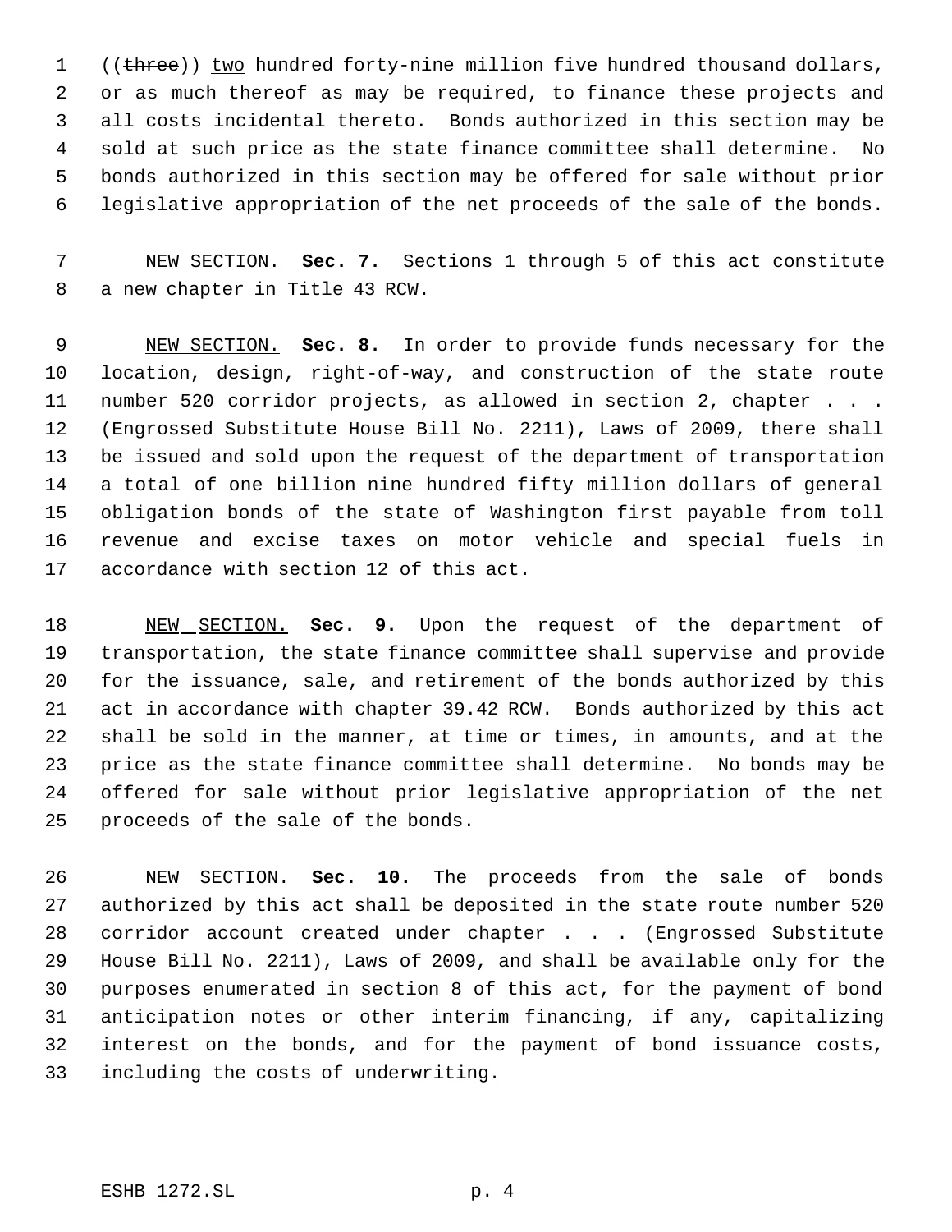((~~three~~)) <u>two</u> hundred forty-nine million five hundred thousand dollars, or as much thereof as may be required, to finance these projects and all costs incidental thereto. Bonds authorized in this section may be sold at such price as the state finance committee shall determine. No bonds authorized in this section may be offered for sale without prior legislative appropriation of the net proceeds of the sale of the bonds.

<u>NEW SECTION.</u> **Sec. 7.** Sections 1 through 5 of this act constitute a new chapter in Title 43 RCW.

<u>NEW SECTION.</u> **Sec. 8.** In order to provide funds necessary for the location, design, right-of-way, and construction of the state route number 520 corridor projects, as allowed in section 2, chapter . . . (Engrossed Substitute House Bill No. 2211), Laws of 2009, there shall be issued and sold upon the request of the department of transportation a total of one billion nine hundred fifty million dollars of general obligation bonds of the state of Washington first payable from toll revenue and excise taxes on motor vehicle and special fuels in accordance with section 12 of this act.

<u>NEW SECTION.</u> **Sec. 9.** Upon the request of the department of transportation, the state finance committee shall supervise and provide for the issuance, sale, and retirement of the bonds authorized by this act in accordance with chapter 39.42 RCW. Bonds authorized by this act shall be sold in the manner, at time or times, in amounts, and at the price as the state finance committee shall determine. No bonds may be offered for sale without prior legislative appropriation of the net proceeds of the sale of the bonds.

<u>NEW SECTION.</u> **Sec. 10.** The proceeds from the sale of bonds authorized by this act shall be deposited in the state route number 520 corridor account created under chapter . . . (Engrossed Substitute House Bill No. 2211), Laws of 2009, and shall be available only for the purposes enumerated in section 8 of this act, for the payment of bond anticipation notes or other interim financing, if any, capitalizing interest on the bonds, and for the payment of bond issuance costs, including the costs of underwriting.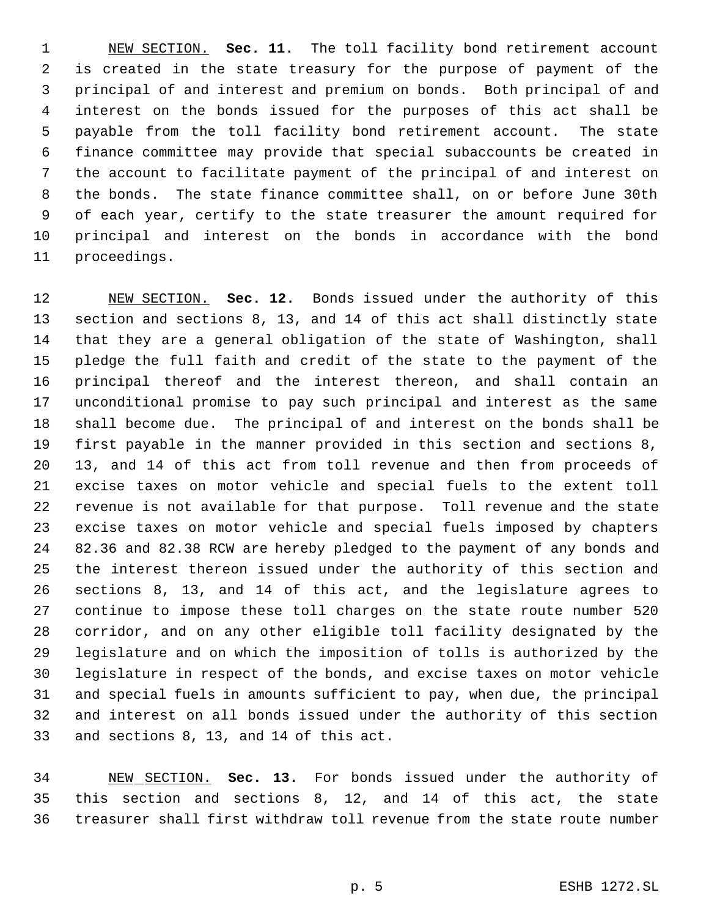NEW SECTION. **Sec. 11.** The toll facility bond retirement account is created in the state treasury for the purpose of payment of the principal of and interest and premium on bonds. Both principal of and interest on the bonds issued for the purposes of this act shall be payable from the toll facility bond retirement account. The state finance committee may provide that special subaccounts be created in the account to facilitate payment of the principal of and interest on the bonds. The state finance committee shall, on or before June 30th of each year, certify to the state treasurer the amount required for principal and interest on the bonds in accordance with the bond proceedings.

NEW SECTION. **Sec. 12.** Bonds issued under the authority of this section and sections 8, 13, and 14 of this act shall distinctly state that they are a general obligation of the state of Washington, shall pledge the full faith and credit of the state to the payment of the principal thereof and the interest thereon, and shall contain an unconditional promise to pay such principal and interest as the same shall become due. The principal of and interest on the bonds shall be first payable in the manner provided in this section and sections 8, 13, and 14 of this act from toll revenue and then from proceeds of excise taxes on motor vehicle and special fuels to the extent toll revenue is not available for that purpose. Toll revenue and the state excise taxes on motor vehicle and special fuels imposed by chapters 82.36 and 82.38 RCW are hereby pledged to the payment of any bonds and the interest thereon issued under the authority of this section and sections 8, 13, and 14 of this act, and the legislature agrees to continue to impose these toll charges on the state route number 520 corridor, and on any other eligible toll facility designated by the legislature and on which the imposition of tolls is authorized by the legislature in respect of the bonds, and excise taxes on motor vehicle and special fuels in amounts sufficient to pay, when due, the principal and interest on all bonds issued under the authority of this section and sections 8, 13, and 14 of this act.

NEW SECTION. **Sec. 13.** For bonds issued under the authority of this section and sections 8, 12, and 14 of this act, the state treasurer shall first withdraw toll revenue from the state route number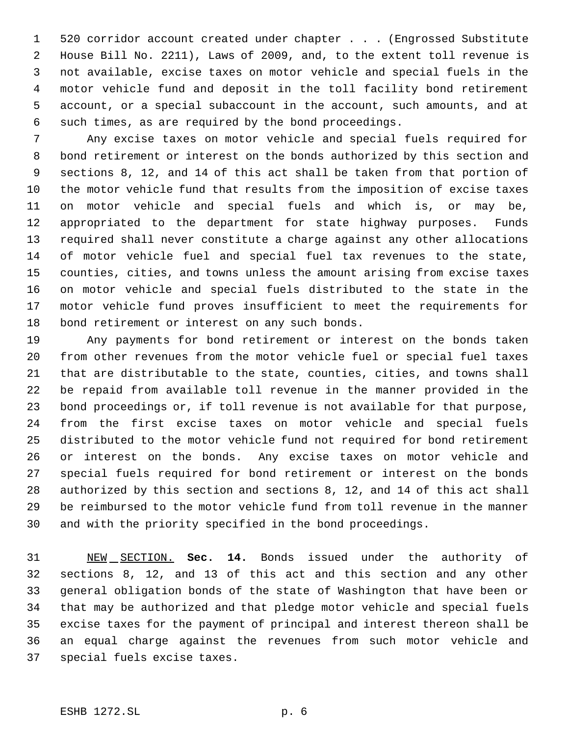520 corridor account created under chapter . . . (Engrossed Substitute House Bill No. 2211), Laws of 2009, and, to the extent toll revenue is not available, excise taxes on motor vehicle and special fuels in the motor vehicle fund and deposit in the toll facility bond retirement account, or a special subaccount in the account, such amounts, and at such times, as are required by the bond proceedings.

Any excise taxes on motor vehicle and special fuels required for bond retirement or interest on the bonds authorized by this section and sections 8, 12, and 14 of this act shall be taken from that portion of the motor vehicle fund that results from the imposition of excise taxes on motor vehicle and special fuels and which is, or may be, appropriated to the department for state highway purposes. Funds required shall never constitute a charge against any other allocations of motor vehicle fuel and special fuel tax revenues to the state, counties, cities, and towns unless the amount arising from excise taxes on motor vehicle and special fuels distributed to the state in the motor vehicle fund proves insufficient to meet the requirements for bond retirement or interest on any such bonds.

Any payments for bond retirement or interest on the bonds taken from other revenues from the motor vehicle fuel or special fuel taxes that are distributable to the state, counties, cities, and towns shall be repaid from available toll revenue in the manner provided in the bond proceedings or, if toll revenue is not available for that purpose, from the first excise taxes on motor vehicle and special fuels distributed to the motor vehicle fund not required for bond retirement or interest on the bonds. Any excise taxes on motor vehicle and special fuels required for bond retirement or interest on the bonds authorized by this section and sections 8, 12, and 14 of this act shall be reimbursed to the motor vehicle fund from toll revenue in the manner and with the priority specified in the bond proceedings.

NEW SECTION. **Sec. 14.** Bonds issued under the authority of sections 8, 12, and 13 of this act and this section and any other general obligation bonds of the state of Washington that have been or that may be authorized and that pledge motor vehicle and special fuels excise taxes for the payment of principal and interest thereon shall be an equal charge against the revenues from such motor vehicle and special fuels excise taxes.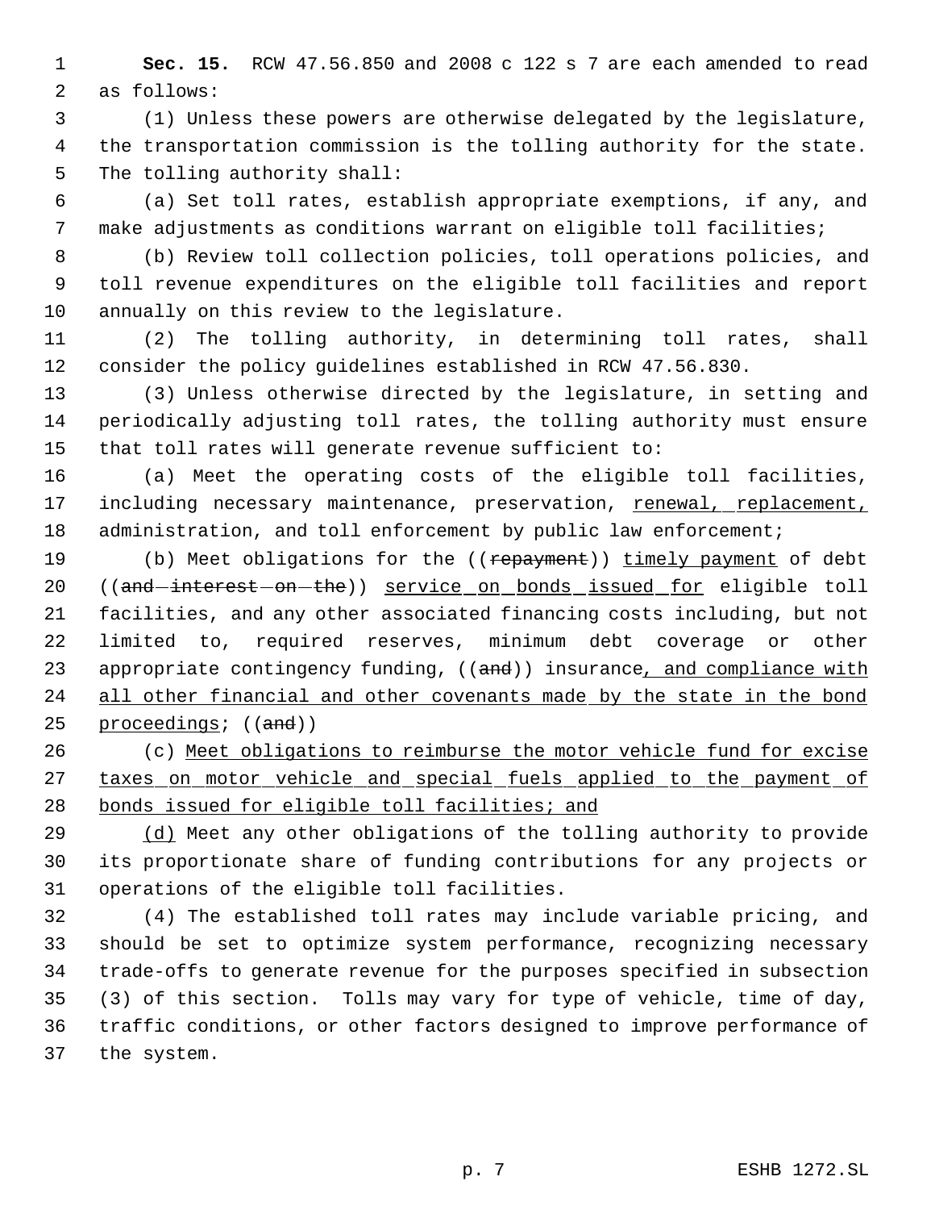**Sec. 15.** RCW 47.56.850 and 2008 c 122 s 7 are each amended to read as follows:

(1) Unless these powers are otherwise delegated by the legislature, the transportation commission is the tolling authority for the state. The tolling authority shall:

(a) Set toll rates, establish appropriate exemptions, if any, and make adjustments as conditions warrant on eligible toll facilities;

(b) Review toll collection policies, toll operations policies, and toll revenue expenditures on the eligible toll facilities and report annually on this review to the legislature.

(2) The tolling authority, in determining toll rates, shall consider the policy guidelines established in RCW 47.56.830.

(3) Unless otherwise directed by the legislature, in setting and periodically adjusting toll rates, the tolling authority must ensure that toll rates will generate revenue sufficient to:

(a) Meet the operating costs of the eligible toll facilities, including necessary maintenance, preservation, <u>renewal, replacement,</u> administration, and toll enforcement by public law enforcement;

(b) Meet obligations for the ((~~repayment~~)) <u>timely payment</u> of debt ((~~and interest on the~~)) <u>service on bonds issued for</u> eligible toll facilities, and any other associated financing costs including, but not limited to, required reserves, minimum debt coverage or other appropriate contingency funding, ((~~and~~)) insurance<u>, and compliance with all other financial and other covenants made by the state in the bond proceedings</u>; ((~~and~~))

(c) <u>Meet obligations to reimburse the motor vehicle fund for excise taxes on motor vehicle and special fuels applied to the payment of bonds issued for eligible toll facilities; and</u>

<u>(d)</u> Meet any other obligations of the tolling authority to provide its proportionate share of funding contributions for any projects or operations of the eligible toll facilities.

(4) The established toll rates may include variable pricing, and should be set to optimize system performance, recognizing necessary trade-offs to generate revenue for the purposes specified in subsection (3) of this section. Tolls may vary for type of vehicle, time of day, traffic conditions, or other factors designed to improve performance of the system.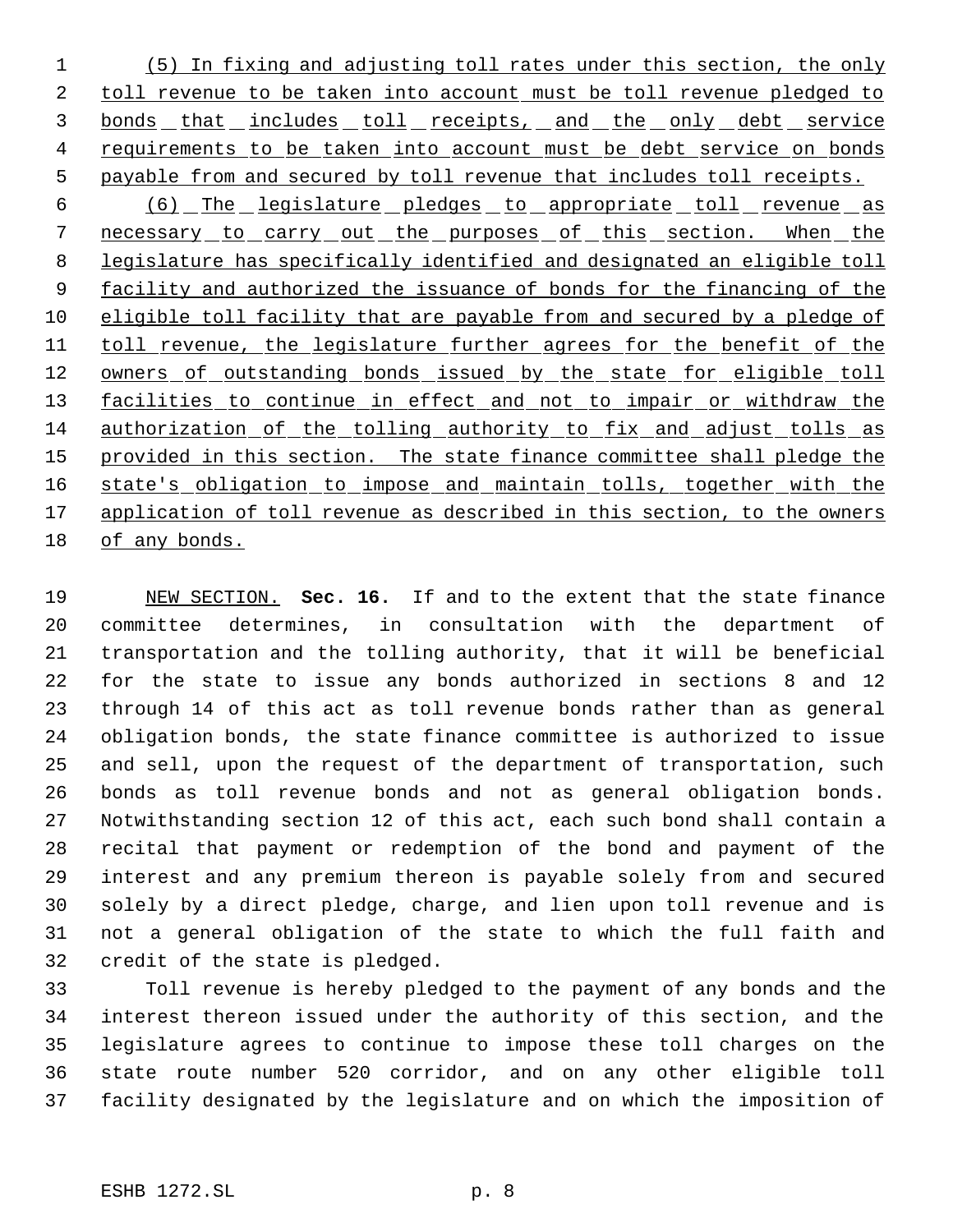(5) In fixing and adjusting toll rates under this section, the only toll revenue to be taken into account must be toll revenue pledged to bonds that includes toll receipts, and the only debt service requirements to be taken into account must be debt service on bonds payable from and secured by toll revenue that includes toll receipts.

(6) The legislature pledges to appropriate toll revenue as necessary to carry out the purposes of this section. When the legislature has specifically identified and designated an eligible toll facility and authorized the issuance of bonds for the financing of the eligible toll facility that are payable from and secured by a pledge of toll revenue, the legislature further agrees for the benefit of the owners of outstanding bonds issued by the state for eligible toll facilities to continue in effect and not to impair or withdraw the authorization of the tolling authority to fix and adjust tolls as provided in this section. The state finance committee shall pledge the state's obligation to impose and maintain tolls, together with the application of toll revenue as described in this section, to the owners of any bonds.

NEW SECTION. **Sec. 16.** If and to the extent that the state finance committee determines, in consultation with the department of transportation and the tolling authority, that it will be beneficial for the state to issue any bonds authorized in sections 8 and 12 through 14 of this act as toll revenue bonds rather than as general obligation bonds, the state finance committee is authorized to issue and sell, upon the request of the department of transportation, such bonds as toll revenue bonds and not as general obligation bonds. Notwithstanding section 12 of this act, each such bond shall contain a recital that payment or redemption of the bond and payment of the interest and any premium thereon is payable solely from and secured solely by a direct pledge, charge, and lien upon toll revenue and is not a general obligation of the state to which the full faith and credit of the state is pledged.

Toll revenue is hereby pledged to the payment of any bonds and the interest thereon issued under the authority of this section, and the legislature agrees to continue to impose these toll charges on the state route number 520 corridor, and on any other eligible toll facility designated by the legislature and on which the imposition of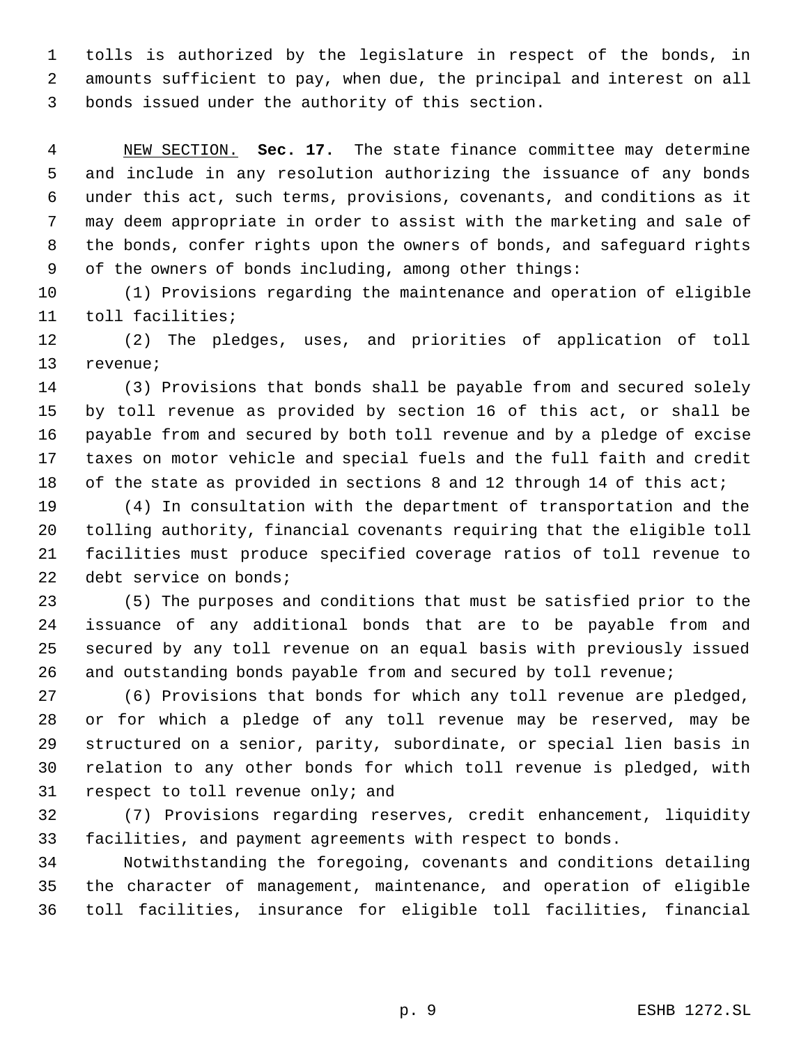tolls is authorized by the legislature in respect of the bonds, in amounts sufficient to pay, when due, the principal and interest on all bonds issued under the authority of this section.

NEW SECTION. **Sec. 17.** The state finance committee may determine and include in any resolution authorizing the issuance of any bonds under this act, such terms, provisions, covenants, and conditions as it may deem appropriate in order to assist with the marketing and sale of the bonds, confer rights upon the owners of bonds, and safeguard rights of the owners of bonds including, among other things:

(1) Provisions regarding the maintenance and operation of eligible toll facilities;

(2) The pledges, uses, and priorities of application of toll revenue;

(3) Provisions that bonds shall be payable from and secured solely by toll revenue as provided by section 16 of this act, or shall be payable from and secured by both toll revenue and by a pledge of excise taxes on motor vehicle and special fuels and the full faith and credit of the state as provided in sections 8 and 12 through 14 of this act;

(4) In consultation with the department of transportation and the tolling authority, financial covenants requiring that the eligible toll facilities must produce specified coverage ratios of toll revenue to debt service on bonds;

(5) The purposes and conditions that must be satisfied prior to the issuance of any additional bonds that are to be payable from and secured by any toll revenue on an equal basis with previously issued and outstanding bonds payable from and secured by toll revenue;

(6) Provisions that bonds for which any toll revenue are pledged, or for which a pledge of any toll revenue may be reserved, may be structured on a senior, parity, subordinate, or special lien basis in relation to any other bonds for which toll revenue is pledged, with respect to toll revenue only; and

(7) Provisions regarding reserves, credit enhancement, liquidity facilities, and payment agreements with respect to bonds.

Notwithstanding the foregoing, covenants and conditions detailing the character of management, maintenance, and operation of eligible toll facilities, insurance for eligible toll facilities, financial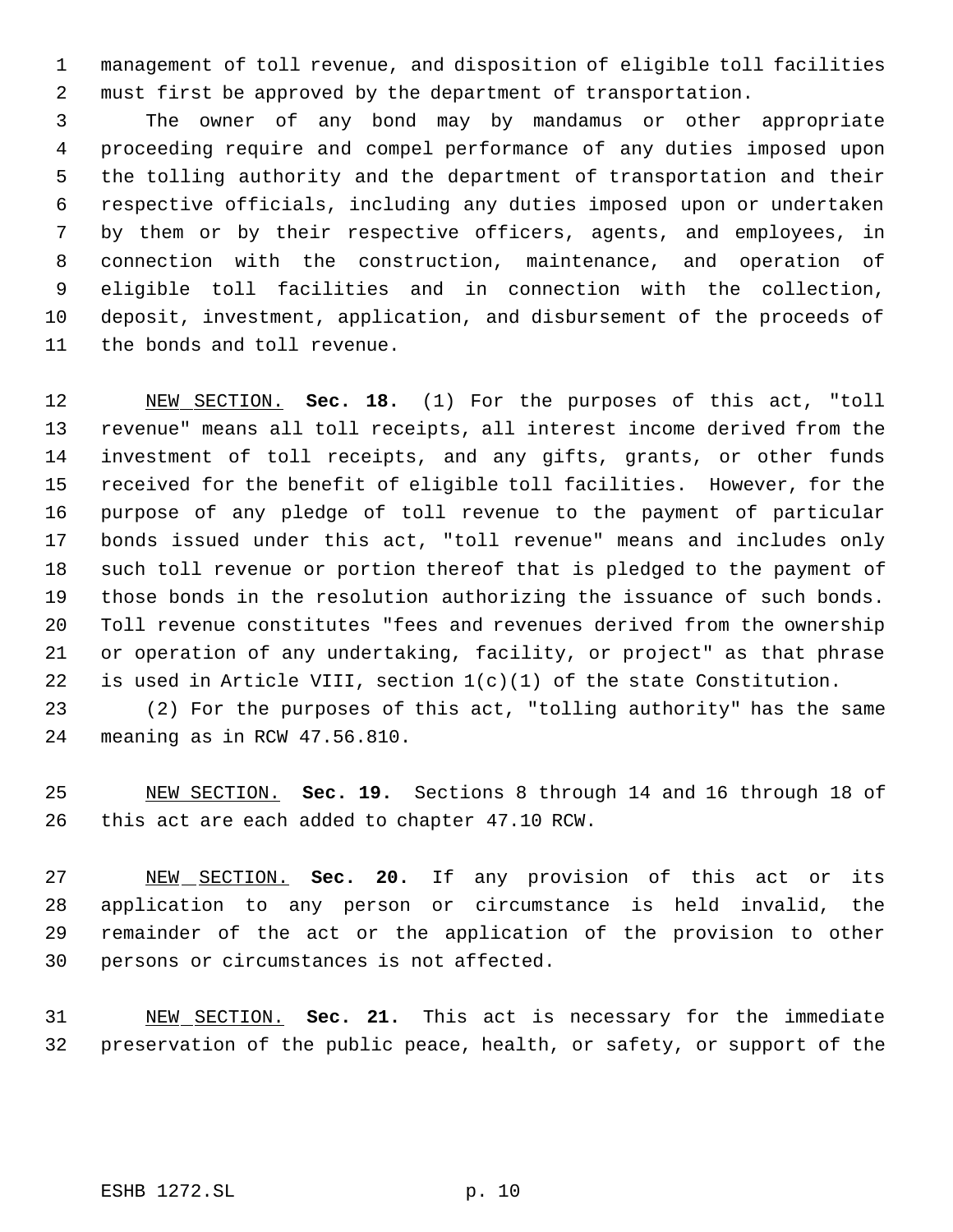management of toll revenue, and disposition of eligible toll facilities must first be approved by the department of transportation.

The owner of any bond may by mandamus or other appropriate proceeding require and compel performance of any duties imposed upon the tolling authority and the department of transportation and their respective officials, including any duties imposed upon or undertaken by them or by their respective officers, agents, and employees, in connection with the construction, maintenance, and operation of eligible toll facilities and in connection with the collection, deposit, investment, application, and disbursement of the proceeds of the bonds and toll revenue.

NEW SECTION. **Sec. 18.** (1) For the purposes of this act, "toll revenue" means all toll receipts, all interest income derived from the investment of toll receipts, and any gifts, grants, or other funds received for the benefit of eligible toll facilities. However, for the purpose of any pledge of toll revenue to the payment of particular bonds issued under this act, "toll revenue" means and includes only such toll revenue or portion thereof that is pledged to the payment of those bonds in the resolution authorizing the issuance of such bonds. Toll revenue constitutes "fees and revenues derived from the ownership or operation of any undertaking, facility, or project" as that phrase is used in Article VIII, section 1(c)(1) of the state Constitution.

(2) For the purposes of this act, "tolling authority" has the same meaning as in RCW 47.56.810.

NEW SECTION. **Sec. 19.** Sections 8 through 14 and 16 through 18 of this act are each added to chapter 47.10 RCW.

NEW SECTION. **Sec. 20.** If any provision of this act or its application to any person or circumstance is held invalid, the remainder of the act or the application of the provision to other persons or circumstances is not affected.

NEW SECTION. **Sec. 21.** This act is necessary for the immediate preservation of the public peace, health, or safety, or support of the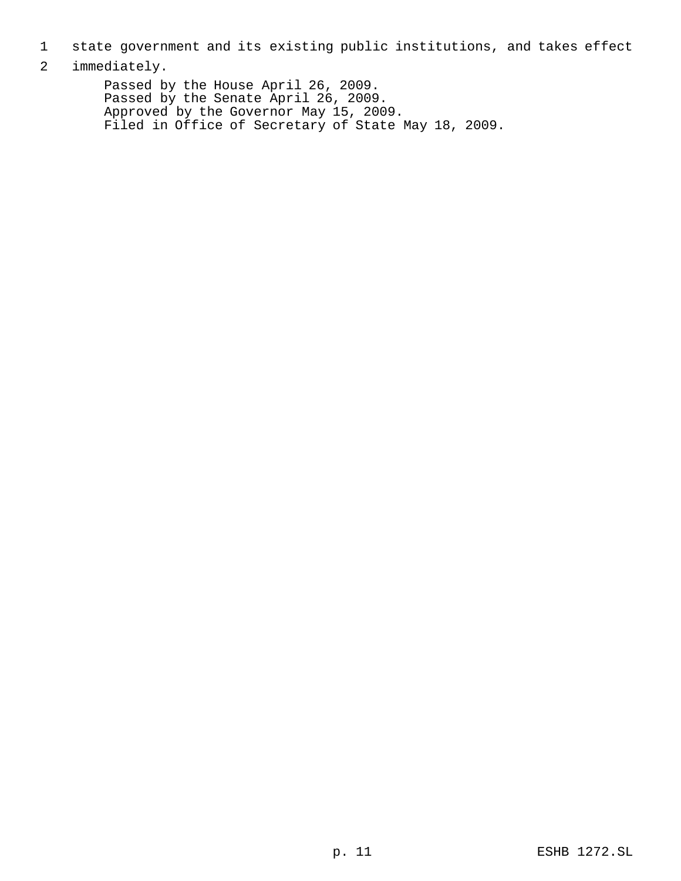state government and its existing public institutions, and takes effect immediately.

Passed by the House April 26, 2009.
Passed by the Senate April 26, 2009.
Approved by the Governor May 15, 2009.
Filed in Office of Secretary of State May 18, 2009.